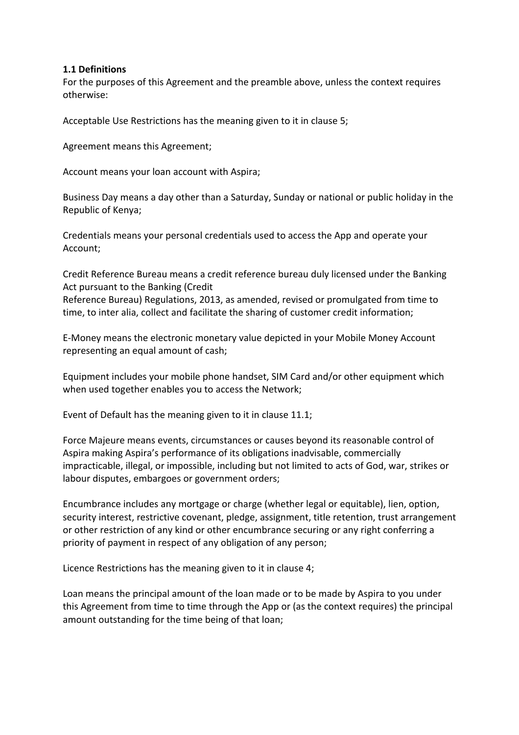**1.1 Definitions**

For the purposes of this Agreement and the preamble above, unless the context requires otherwise:

Acceptable Use Restrictions has the meaning given to it in clause 5;

Agreement means this Agreement;

Account means your loan account with Aspira;

Business Day means a day other than a Saturday, Sunday or national or public holiday in the Republic of Kenya;

Credentials means your personal credentials used to access the App and operate your Account;

Credit Reference Bureau means a credit reference bureau duly licensed under the Banking Act pursuant to the Banking (Credit Reference Bureau) Regulations, 2013, as amended, revised or promulgated from time to time, to inter alia, collect and facilitate the sharing of customer credit information;

E-Money means the electronic monetary value depicted in your Mobile Money Account representing an equal amount of cash;

Equipment includes your mobile phone handset, SIM Card and/or other equipment which when used together enables you to access the Network;

Event of Default has the meaning given to it in clause 11.1;

Force Majeure means events, circumstances or causes beyond its reasonable control of Aspira making Aspira's performance of its obligations inadvisable, commercially impracticable, illegal, or impossible, including but not limited to acts of God, war, strikes or labour disputes, embargoes or government orders;

Encumbrance includes any mortgage or charge (whether legal or equitable), lien, option, security interest, restrictive covenant, pledge, assignment, title retention, trust arrangement or other restriction of any kind or other encumbrance securing or any right conferring a priority of payment in respect of any obligation of any person;

Licence Restrictions has the meaning given to it in clause 4;

Loan means the principal amount of the loan made or to be made by Aspira to you under this Agreement from time to time through the App or (as the context requires) the principal amount outstanding for the time being of that loan;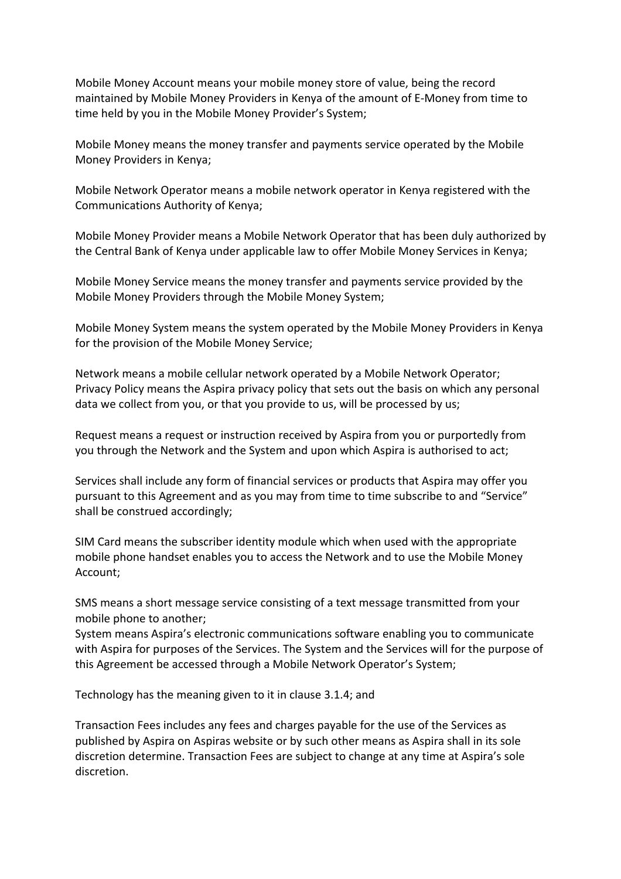Mobile Money Account means your mobile money store of value, being the record maintained by Mobile Money Providers in Kenya of the amount of E-Money from time to time held by you in the Mobile Money Provider's System;

Mobile Money means the money transfer and payments service operated by the Mobile Money Providers in Kenya;

Mobile Network Operator means a mobile network operator in Kenya registered with the Communications Authority of Kenya;

Mobile Money Provider means a Mobile Network Operator that has been duly authorized by the Central Bank of Kenya under applicable law to offer Mobile Money Services in Kenya;

Mobile Money Service means the money transfer and payments service provided by the Mobile Money Providers through the Mobile Money System;

Mobile Money System means the system operated by the Mobile Money Providers in Kenya for the provision of the Mobile Money Service;

Network means a mobile cellular network operated by a Mobile Network Operator;
Privacy Policy means the Aspira privacy policy that sets out the basis on which any personal data we collect from you, or that you provide to us, will be processed by us;

Request means a request or instruction received by Aspira from you or purportedly from you through the Network and the System and upon which Aspira is authorised to act;

Services shall include any form of financial services or products that Aspira may offer you pursuant to this Agreement and as you may from time to time subscribe to and "Service" shall be construed accordingly;

SIM Card means the subscriber identity module which when used with the appropriate mobile phone handset enables you to access the Network and to use the Mobile Money Account;

SMS means a short message service consisting of a text message transmitted from your mobile phone to another;
System means Aspira's electronic communications software enabling you to communicate with Aspira for purposes of the Services. The System and the Services will for the purpose of this Agreement be accessed through a Mobile Network Operator's System;

Technology has the meaning given to it in clause 3.1.4; and

Transaction Fees includes any fees and charges payable for the use of the Services as published by Aspira on Aspiras website or by such other means as Aspira shall in its sole discretion determine. Transaction Fees are subject to change at any time at Aspira's sole discretion.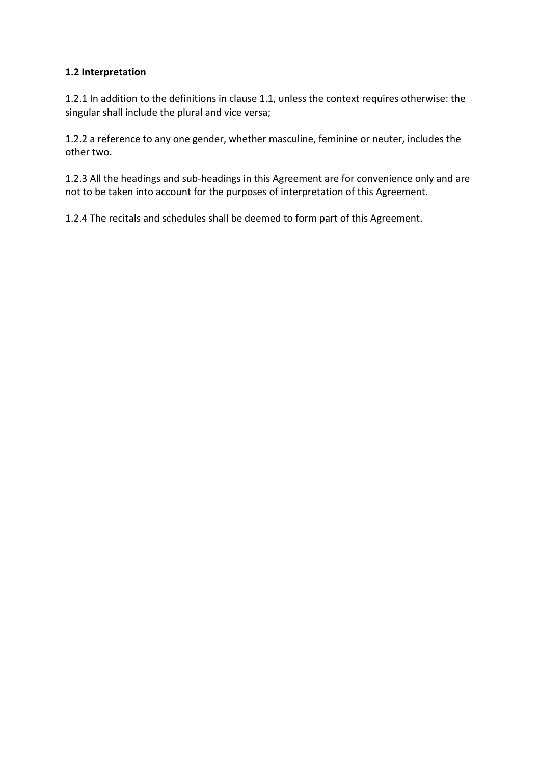**1.2 Interpretation**

1.2.1 In addition to the definitions in clause 1.1, unless the context requires otherwise: the singular shall include the plural and vice versa;

1.2.2 a reference to any one gender, whether masculine, feminine or neuter, includes the other two.

1.2.3 All the headings and sub-headings in this Agreement are for convenience only and are not to be taken into account for the purposes of interpretation of this Agreement.

1.2.4 The recitals and schedules shall be deemed to form part of this Agreement.